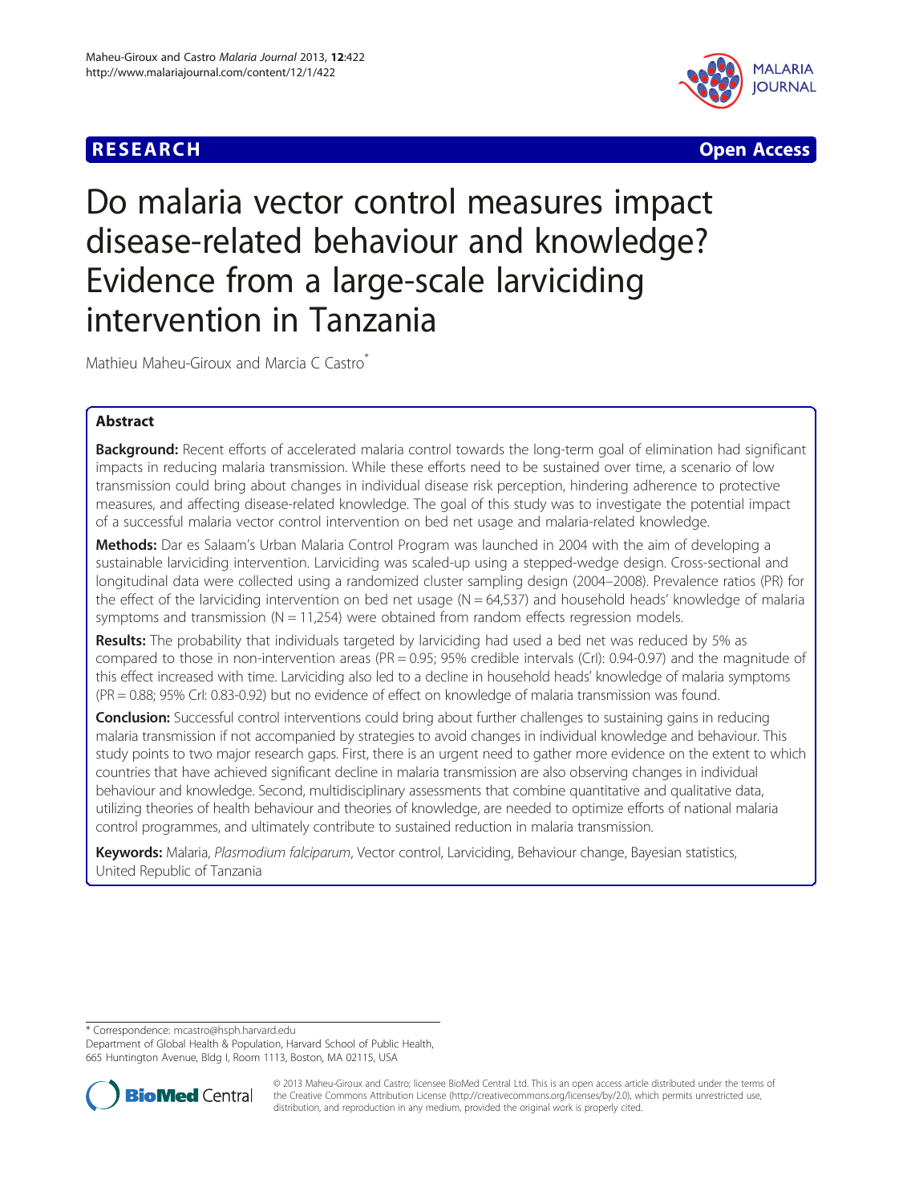RESEARCH | Open Access

# Do malaria vector control measures impact disease-related behaviour and knowledge? Evidence from a large-scale larviciding intervention in Tanzania

Mathieu Maheu-Giroux and Marcia C Castro*

## Abstract

**Background:** Recent efforts of accelerated malaria control towards the long-term goal of elimination had significant impacts in reducing malaria transmission. While these efforts need to be sustained over time, a scenario of low transmission could bring about changes in individual disease risk perception, hindering adherence to protective measures, and affecting disease-related knowledge. The goal of this study was to investigate the potential impact of a successful malaria vector control intervention on bed net usage and malaria-related knowledge.

**Methods:** Dar es Salaam's Urban Malaria Control Program was launched in 2004 with the aim of developing a sustainable larviciding intervention. Larviciding was scaled-up using a stepped-wedge design. Cross-sectional and longitudinal data were collected using a randomized cluster sampling design (2004–2008). Prevalence ratios (PR) for the effect of the larviciding intervention on bed net usage (N = 64,537) and household heads' knowledge of malaria symptoms and transmission (N = 11,254) were obtained from random effects regression models.

**Results:** The probability that individuals targeted by larviciding had used a bed net was reduced by 5% as compared to those in non-intervention areas (PR = 0.95; 95% credible intervals (CrI): 0.94-0.97) and the magnitude of this effect increased with time. Larviciding also led to a decline in household heads' knowledge of malaria symptoms (PR = 0.88; 95% CrI: 0.83-0.92) but no evidence of effect on knowledge of malaria transmission was found.

**Conclusion:** Successful control interventions could bring about further challenges to sustaining gains in reducing malaria transmission if not accompanied by strategies to avoid changes in individual knowledge and behaviour. This study points to two major research gaps. First, there is an urgent need to gather more evidence on the extent to which countries that have achieved significant decline in malaria transmission are also observing changes in individual behaviour and knowledge. Second, multidisciplinary assessments that combine quantitative and qualitative data, utilizing theories of health behaviour and theories of knowledge, are needed to optimize efforts of national malaria control programmes, and ultimately contribute to sustained reduction in malaria transmission.

**Keywords:** Malaria, *Plasmodium falciparum*, Vector control, Larviciding, Behaviour change, Bayesian statistics, United Republic of Tanzania

* Correspondence: mcastro@hsph.harvard.edu
Department of Global Health & Population, Harvard School of Public Health, 665 Huntington Avenue, Bldg I, Room 1113, Boston, MA 02115, USA

© 2013 Maheu-Giroux and Castro; licensee BioMed Central Ltd. This is an open access article distributed under the terms of the Creative Commons Attribution License (http://creativecommons.org/licenses/by/2.0), which permits unrestricted use, distribution, and reproduction in any medium, provided the original work is properly cited.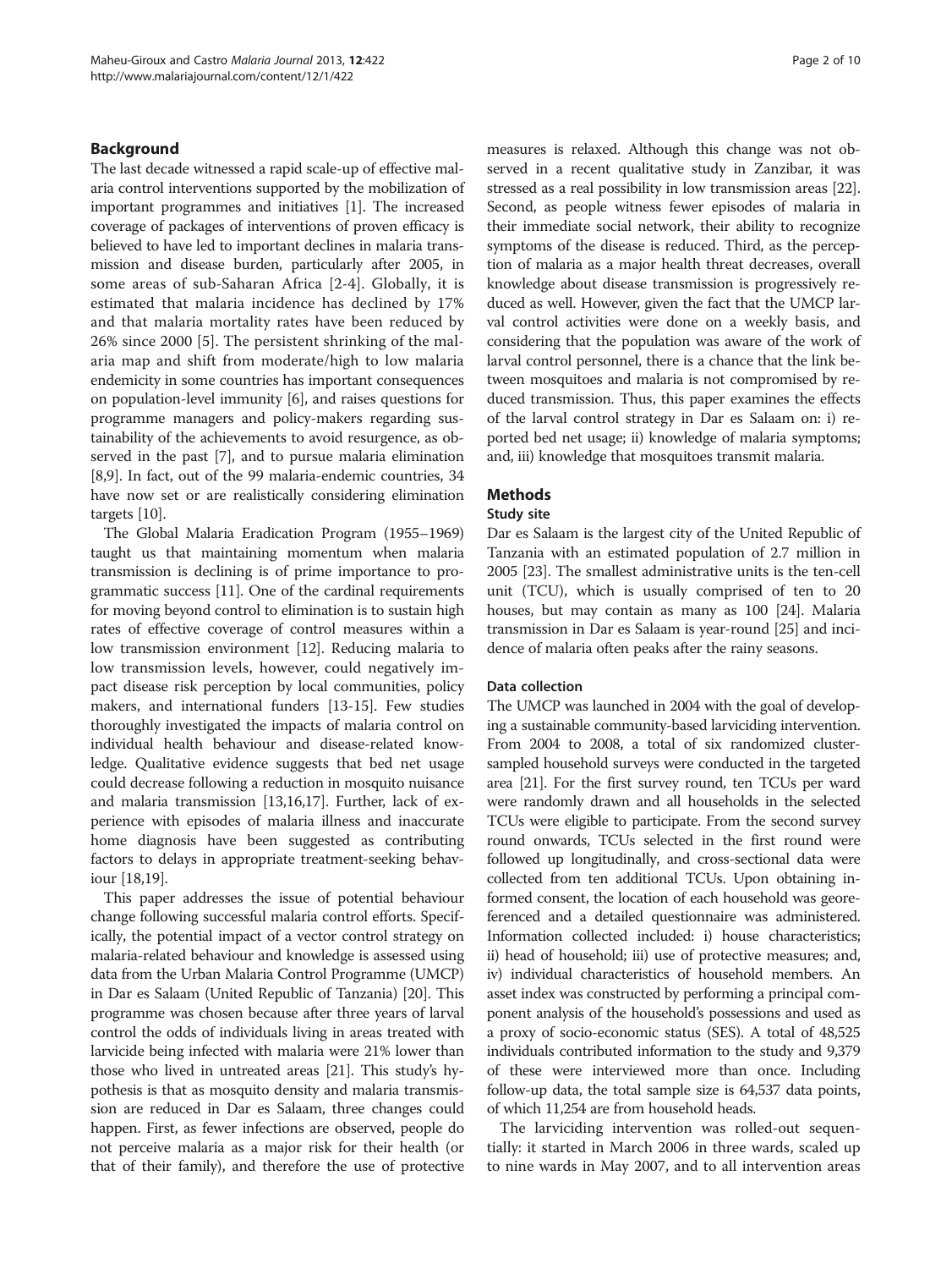## Background

The last decade witnessed a rapid scale-up of effective malaria control interventions supported by the mobilization of important programmes and initiatives [1]. The increased coverage of packages of interventions of proven efficacy is believed to have led to important declines in malaria transmission and disease burden, particularly after 2005, in some areas of sub-Saharan Africa [2-4]. Globally, it is estimated that malaria incidence has declined by 17% and that malaria mortality rates have been reduced by 26% since 2000 [5]. The persistent shrinking of the malaria map and shift from moderate/high to low malaria endemicity in some countries has important consequences on population-level immunity [6], and raises questions for programme managers and policy-makers regarding sustainability of the achievements to avoid resurgence, as observed in the past [7], and to pursue malaria elimination [8,9]. In fact, out of the 99 malaria-endemic countries, 34 have now set or are realistically considering elimination targets [10].

The Global Malaria Eradication Program (1955–1969) taught us that maintaining momentum when malaria transmission is declining is of prime importance to programmatic success [11]. One of the cardinal requirements for moving beyond control to elimination is to sustain high rates of effective coverage of control measures within a low transmission environment [12]. Reducing malaria to low transmission levels, however, could negatively impact disease risk perception by local communities, policy makers, and international funders [13-15]. Few studies thoroughly investigated the impacts of malaria control on individual health behaviour and disease-related knowledge. Qualitative evidence suggests that bed net usage could decrease following a reduction in mosquito nuisance and malaria transmission [13,16,17]. Further, lack of experience with episodes of malaria illness and inaccurate home diagnosis have been suggested as contributing factors to delays in appropriate treatment-seeking behaviour [18,19].

This paper addresses the issue of potential behaviour change following successful malaria control efforts. Specifically, the potential impact of a vector control strategy on malaria-related behaviour and knowledge is assessed using data from the Urban Malaria Control Programme (UMCP) in Dar es Salaam (United Republic of Tanzania) [20]. This programme was chosen because after three years of larval control the odds of individuals living in areas treated with larvicide being infected with malaria were 21% lower than those who lived in untreated areas [21]. This study's hypothesis is that as mosquito density and malaria transmission are reduced in Dar es Salaam, three changes could happen. First, as fewer infections are observed, people do not perceive malaria as a major risk for their health (or that of their family), and therefore the use of protective measures is relaxed. Although this change was not observed in a recent qualitative study in Zanzibar, it was stressed as a real possibility in low transmission areas [22]. Second, as people witness fewer episodes of malaria in their immediate social network, their ability to recognize symptoms of the disease is reduced. Third, as the perception of malaria as a major health threat decreases, overall knowledge about disease transmission is progressively reduced as well. However, given the fact that the UMCP larval control activities were done on a weekly basis, and considering that the population was aware of the work of larval control personnel, there is a chance that the link between mosquitoes and malaria is not compromised by reduced transmission. Thus, this paper examines the effects of the larval control strategy in Dar es Salaam on: i) reported bed net usage; ii) knowledge of malaria symptoms; and, iii) knowledge that mosquitoes transmit malaria.

## Methods

### Study site

Dar es Salaam is the largest city of the United Republic of Tanzania with an estimated population of 2.7 million in 2005 [23]. The smallest administrative units is the ten-cell unit (TCU), which is usually comprised of ten to 20 houses, but may contain as many as 100 [24]. Malaria transmission in Dar es Salaam is year-round [25] and incidence of malaria often peaks after the rainy seasons.

### Data collection

The UMCP was launched in 2004 with the goal of developing a sustainable community-based larviciding intervention. From 2004 to 2008, a total of six randomized cluster-sampled household surveys were conducted in the targeted area [21]. For the first survey round, ten TCUs per ward were randomly drawn and all households in the selected TCUs were eligible to participate. From the second survey round onwards, TCUs selected in the first round were followed up longitudinally, and cross-sectional data were collected from ten additional TCUs. Upon obtaining informed consent, the location of each household was georeferenced and a detailed questionnaire was administered. Information collected included: i) house characteristics; ii) head of household; iii) use of protective measures; and, iv) individual characteristics of household members. An asset index was constructed by performing a principal component analysis of the household's possessions and used as a proxy of socio-economic status (SES). A total of 48,525 individuals contributed information to the study and 9,379 of these were interviewed more than once. Including follow-up data, the total sample size is 64,537 data points, of which 11,254 are from household heads.

The larviciding intervention was rolled-out sequentially: it started in March 2006 in three wards, scaled up to nine wards in May 2007, and to all intervention areas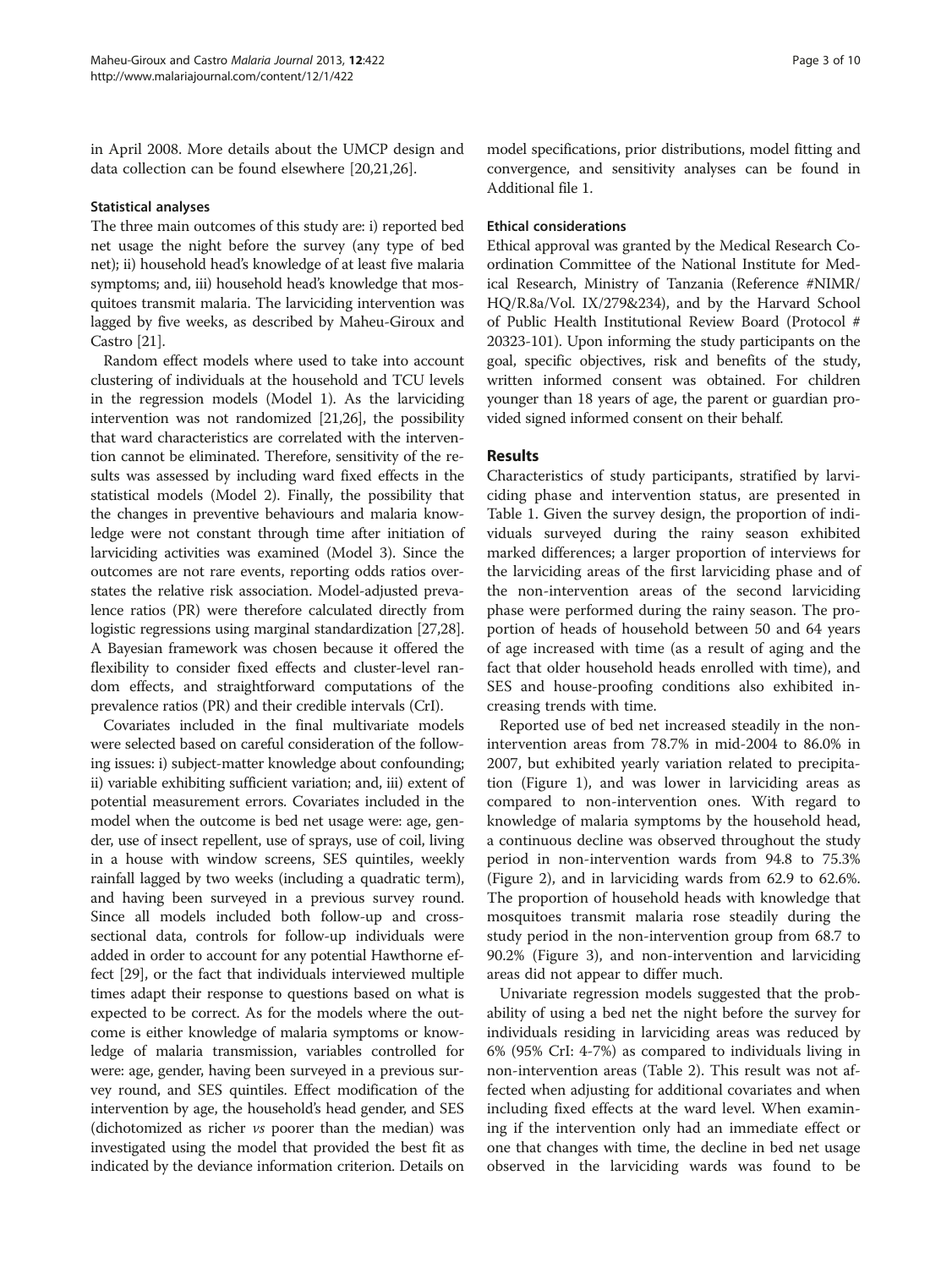in April 2008. More details about the UMCP design and data collection can be found elsewhere [20,21,26].

### Statistical analyses

The three main outcomes of this study are: i) reported bed net usage the night before the survey (any type of bed net); ii) household head's knowledge of at least five malaria symptoms; and, iii) household head's knowledge that mosquitoes transmit malaria. The larviciding intervention was lagged by five weeks, as described by Maheu-Giroux and Castro [21].

Random effect models where used to take into account clustering of individuals at the household and TCU levels in the regression models (Model 1). As the larviciding intervention was not randomized [21,26], the possibility that ward characteristics are correlated with the intervention cannot be eliminated. Therefore, sensitivity of the results was assessed by including ward fixed effects in the statistical models (Model 2). Finally, the possibility that the changes in preventive behaviours and malaria knowledge were not constant through time after initiation of larviciding activities was examined (Model 3). Since the outcomes are not rare events, reporting odds ratios overstates the relative risk association. Model-adjusted prevalence ratios (PR) were therefore calculated directly from logistic regressions using marginal standardization [27,28]. A Bayesian framework was chosen because it offered the flexibility to consider fixed effects and cluster-level random effects, and straightforward computations of the prevalence ratios (PR) and their credible intervals (CrI).

Covariates included in the final multivariate models were selected based on careful consideration of the following issues: i) subject-matter knowledge about confounding; ii) variable exhibiting sufficient variation; and, iii) extent of potential measurement errors. Covariates included in the model when the outcome is bed net usage were: age, gender, use of insect repellent, use of sprays, use of coil, living in a house with window screens, SES quintiles, weekly rainfall lagged by two weeks (including a quadratic term), and having been surveyed in a previous survey round. Since all models included both follow-up and cross-sectional data, controls for follow-up individuals were added in order to account for any potential Hawthorne effect [29], or the fact that individuals interviewed multiple times adapt their response to questions based on what is expected to be correct. As for the models where the outcome is either knowledge of malaria symptoms or knowledge of malaria transmission, variables controlled for were: age, gender, having been surveyed in a previous survey round, and SES quintiles. Effect modification of the intervention by age, the household's head gender, and SES (dichotomized as richer *vs* poorer than the median) was investigated using the model that provided the best fit as indicated by the deviance information criterion. Details on model specifications, prior distributions, model fitting and convergence, and sensitivity analyses can be found in Additional file 1.

### Ethical considerations

Ethical approval was granted by the Medical Research Coordination Committee of the National Institute for Medical Research, Ministry of Tanzania (Reference #NIMR/HQ/R.8a/Vol. IX/279&234), and by the Harvard School of Public Health Institutional Review Board (Protocol # 20323-101). Upon informing the study participants on the goal, specific objectives, risk and benefits of the study, written informed consent was obtained. For children younger than 18 years of age, the parent or guardian provided signed informed consent on their behalf.

## Results

Characteristics of study participants, stratified by larviciding phase and intervention status, are presented in Table 1. Given the survey design, the proportion of individuals surveyed during the rainy season exhibited marked differences; a larger proportion of interviews for the larviciding areas of the first larviciding phase and of the non-intervention areas of the second larviciding phase were performed during the rainy season. The proportion of heads of household between 50 and 64 years of age increased with time (as a result of aging and the fact that older household heads enrolled with time), and SES and house-proofing conditions also exhibited increasing trends with time.

Reported use of bed net increased steadily in the non-intervention areas from 78.7% in mid-2004 to 86.0% in 2007, but exhibited yearly variation related to precipitation (Figure 1), and was lower in larviciding areas as compared to non-intervention ones. With regard to knowledge of malaria symptoms by the household head, a continuous decline was observed throughout the study period in non-intervention wards from 94.8 to 75.3% (Figure 2), and in larviciding wards from 62.9 to 62.6%. The proportion of household heads with knowledge that mosquitoes transmit malaria rose steadily during the study period in the non-intervention group from 68.7 to 90.2% (Figure 3), and non-intervention and larviciding areas did not appear to differ much.

Univariate regression models suggested that the probability of using a bed net the night before the survey for individuals residing in larviciding areas was reduced by 6% (95% CrI: 4-7%) as compared to individuals living in non-intervention areas (Table 2). This result was not affected when adjusting for additional covariates and when including fixed effects at the ward level. When examining if the intervention only had an immediate effect or one that changes with time, the decline in bed net usage observed in the larviciding wards was found to be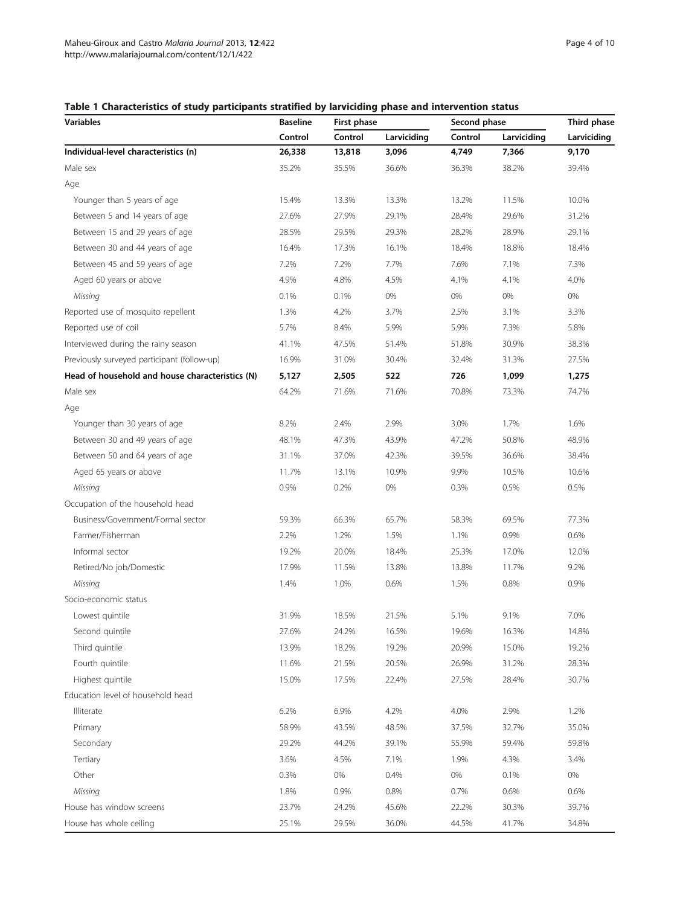**Table 1 Characteristics of study participants stratified by larviciding phase and intervention status**

| Variables | Baseline | First phase | | Second phase | | Third phase |
|---|---|---|---|---|---|---|
| | Control | Control | Larviciding | Control | Larviciding | Larviciding |
| **Individual-level characteristics (n)** | **26,338** | **13,818** | **3,096** | **4,749** | **7,366** | **9,170** |
| Male sex | 35.2% | 35.5% | 36.6% | 36.3% | 38.2% | 39.4% |
| Age | | | | | | |
| Younger than 5 years of age | 15.4% | 13.3% | 13.3% | 13.2% | 11.5% | 10.0% |
| Between 5 and 14 years of age | 27.6% | 27.9% | 29.1% | 28.4% | 29.6% | 31.2% |
| Between 15 and 29 years of age | 28.5% | 29.5% | 29.3% | 28.2% | 28.9% | 29.1% |
| Between 30 and 44 years of age | 16.4% | 17.3% | 16.1% | 18.4% | 18.8% | 18.4% |
| Between 45 and 59 years of age | 7.2% | 7.2% | 7.7% | 7.6% | 7.1% | 7.3% |
| Aged 60 years or above | 4.9% | 4.8% | 4.5% | 4.1% | 4.1% | 4.0% |
| *Missing* | 0.1% | 0.1% | 0% | 0% | 0% | 0% |
| Reported use of mosquito repellent | 1.3% | 4.2% | 3.7% | 2.5% | 3.1% | 3.3% |
| Reported use of coil | 5.7% | 8.4% | 5.9% | 5.9% | 7.3% | 5.8% |
| Interviewed during the rainy season | 41.1% | 47.5% | 51.4% | 51.8% | 30.9% | 38.3% |
| Previously surveyed participant (follow-up) | 16.9% | 31.0% | 30.4% | 32.4% | 31.3% | 27.5% |
| **Head of household and house characteristics (N)** | **5,127** | **2,505** | **522** | **726** | **1,099** | **1,275** |
| Male sex | 64.2% | 71.6% | 71.6% | 70.8% | 73.3% | 74.7% |
| Age | | | | | | |
| Younger than 30 years of age | 8.2% | 2.4% | 2.9% | 3.0% | 1.7% | 1.6% |
| Between 30 and 49 years of age | 48.1% | 47.3% | 43.9% | 47.2% | 50.8% | 48.9% |
| Between 50 and 64 years of age | 31.1% | 37.0% | 42.3% | 39.5% | 36.6% | 38.4% |
| Aged 65 years or above | 11.7% | 13.1% | 10.9% | 9.9% | 10.5% | 10.6% |
| *Missing* | 0.9% | 0.2% | 0% | 0.3% | 0.5% | 0.5% |
| Occupation of the household head | | | | | | |
| Business/Government/Formal sector | 59.3% | 66.3% | 65.7% | 58.3% | 69.5% | 77.3% |
| Farmer/Fisherman | 2.2% | 1.2% | 1.5% | 1.1% | 0.9% | 0.6% |
| Informal sector | 19.2% | 20.0% | 18.4% | 25.3% | 17.0% | 12.0% |
| Retired/No job/Domestic | 17.9% | 11.5% | 13.8% | 13.8% | 11.7% | 9.2% |
| *Missing* | 1.4% | 1.0% | 0.6% | 1.5% | 0.8% | 0.9% |
| Socio-economic status | | | | | | |
| Lowest quintile | 31.9% | 18.5% | 21.5% | 5.1% | 9.1% | 7.0% |
| Second quintile | 27.6% | 24.2% | 16.5% | 19.6% | 16.3% | 14.8% |
| Third quintile | 13.9% | 18.2% | 19.2% | 20.9% | 15.0% | 19.2% |
| Fourth quintile | 11.6% | 21.5% | 20.5% | 26.9% | 31.2% | 28.3% |
| Highest quintile | 15.0% | 17.5% | 22.4% | 27.5% | 28.4% | 30.7% |
| Education level of household head | | | | | | |
| Illiterate | 6.2% | 6.9% | 4.2% | 4.0% | 2.9% | 1.2% |
| Primary | 58.9% | 43.5% | 48.5% | 37.5% | 32.7% | 35.0% |
| Secondary | 29.2% | 44.2% | 39.1% | 55.9% | 59.4% | 59.8% |
| Tertiary | 3.6% | 4.5% | 7.1% | 1.9% | 4.3% | 3.4% |
| Other | 0.3% | 0% | 0.4% | 0% | 0.1% | 0% |
| *Missing* | 1.8% | 0.9% | 0.8% | 0.7% | 0.6% | 0.6% |
| House has window screens | 23.7% | 24.2% | 45.6% | 22.2% | 30.3% | 39.7% |
| House has whole ceiling | 25.1% | 29.5% | 36.0% | 44.5% | 41.7% | 34.8% |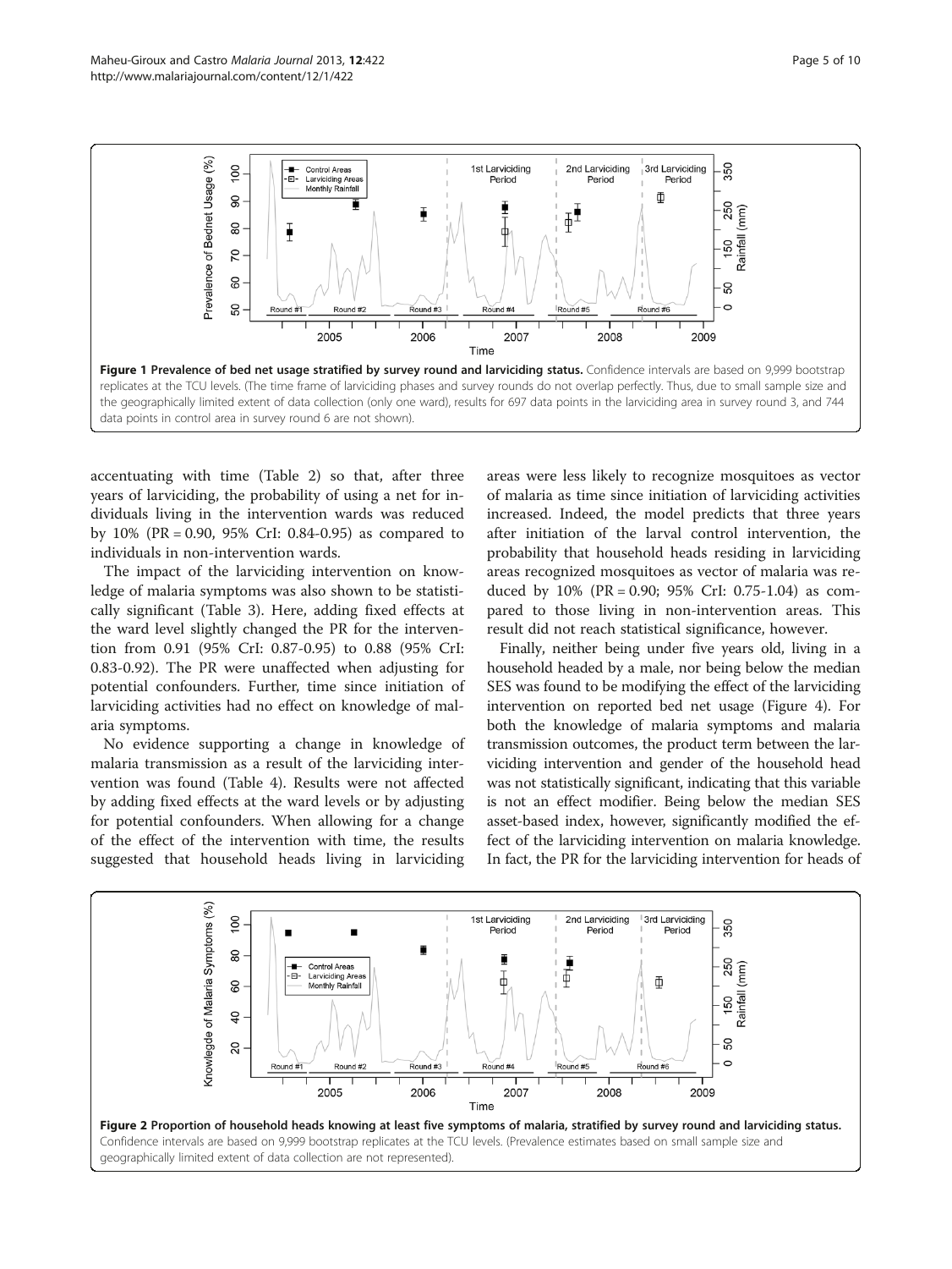**Figure 1 Prevalence of bed net usage stratified by survey round and larviciding status.** Confidence intervals are based on 9,999 bootstrap replicates at the TCU levels. (The time frame of larviciding phases and survey rounds do not overlap perfectly. Thus, due to small sample size and the geographically limited extent of data collection (only one ward), results for 697 data points in the larviciding area in survey round 3, and 744 data points in control area in survey round 6 are not shown).

accentuating with time (Table 2) so that, after three years of larviciding, the probability of using a net for individuals living in the intervention wards was reduced by 10% (PR = 0.90, 95% CrI: 0.84-0.95) as compared to individuals in non-intervention wards.

The impact of the larviciding intervention on knowledge of malaria symptoms was also shown to be statistically significant (Table 3). Here, adding fixed effects at the ward level slightly changed the PR for the intervention from 0.91 (95% CrI: 0.87-0.95) to 0.88 (95% CrI: 0.83-0.92). The PR were unaffected when adjusting for potential confounders. Further, time since initiation of larviciding activities had no effect on knowledge of malaria symptoms.

No evidence supporting a change in knowledge of malaria transmission as a result of the larviciding intervention was found (Table 4). Results were not affected by adding fixed effects at the ward levels or by adjusting for potential confounders. When allowing for a change of the effect of the intervention with time, the results suggested that household heads living in larviciding areas were less likely to recognize mosquitoes as vector of malaria as time since initiation of larviciding activities increased. Indeed, the model predicts that three years after initiation of the larval control intervention, the probability that household heads residing in larviciding areas recognized mosquitoes as vector of malaria was reduced by 10% (PR = 0.90; 95% CrI: 0.75-1.04) as compared to those living in non-intervention areas. This result did not reach statistical significance, however.

Finally, neither being under five years old, living in a household headed by a male, nor being below the median SES was found to be modifying the effect of the larviciding intervention on reported bed net usage (Figure 4). For both the knowledge of malaria symptoms and malaria transmission outcomes, the product term between the larviciding intervention and gender of the household head was not statistically significant, indicating that this variable is not an effect modifier. Being below the median SES asset-based index, however, significantly modified the effect of the larviciding intervention on malaria knowledge. In fact, the PR for the larviciding intervention for heads of

**Figure 2 Proportion of household heads knowing at least five symptoms of malaria, stratified by survey round and larviciding status.** Confidence intervals are based on 9,999 bootstrap replicates at the TCU levels. (Prevalence estimates based on small sample size and geographically limited extent of data collection are not represented).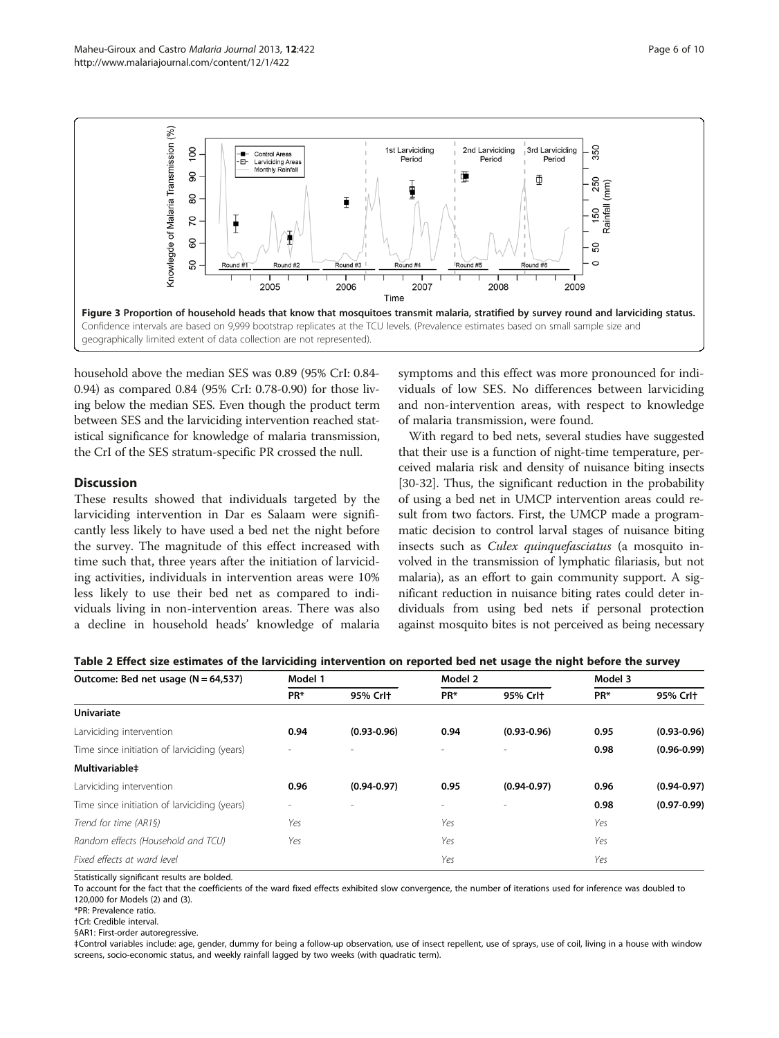**Figure 3 Proportion of household heads that know that mosquitoes transmit malaria, stratified by survey round and larviciding status.** Confidence intervals are based on 9,999 bootstrap replicates at the TCU levels. (Prevalence estimates based on small sample size and geographically limited extent of data collection are not represented).

household above the median SES was 0.89 (95% CrI: 0.84-0.94) as compared 0.84 (95% CrI: 0.78-0.90) for those living below the median SES. Even though the product term between SES and the larviciding intervention reached statistical significance for knowledge of malaria transmission, the CrI of the SES stratum-specific PR crossed the null.

## Discussion

These results showed that individuals targeted by the larviciding intervention in Dar es Salaam were significantly less likely to have used a bed net the night before the survey. The magnitude of this effect increased with time such that, three years after the initiation of larviciding activities, individuals in intervention areas were 10% less likely to use their bed net as compared to individuals living in non-intervention areas. There was also a decline in household heads' knowledge of malaria symptoms and this effect was more pronounced for individuals of low SES. No differences between larviciding and non-intervention areas, with respect to knowledge of malaria transmission, were found.

With regard to bed nets, several studies have suggested that their use is a function of night-time temperature, perceived malaria risk and density of nuisance biting insects [30-32]. Thus, the significant reduction in the probability of using a bed net in UMCP intervention areas could result from two factors. First, the UMCP made a programmatic decision to control larval stages of nuisance biting insects such as *Culex quinquefasciatus* (a mosquito involved in the transmission of lymphatic filariasis, but not malaria), as an effort to gain community support. A significant reduction in nuisance biting rates could deter individuals from using bed nets if personal protection against mosquito bites is not perceived as being necessary

**Table 2 Effect size estimates of the larviciding intervention on reported bed net usage the night before the survey**

| Outcome: Bed net usage (N = 64,537) | Model 1 | | Model 2 | | Model 3 | |
|---|---|---|---|---|---|---|
| | PR* | 95% CrI† | PR* | 95% CrI† | PR* | 95% CrI† |
| **Univariate** | | | | | | |
| Larviciding intervention | **0.94** | **(0.93-0.96)** | **0.94** | **(0.93-0.96)** | **0.95** | **(0.93-0.96)** |
| Time since initiation of larviciding (years) | - | - | - | - | **0.98** | **(0.96-0.99)** |
| **Multivariable‡** | | | | | | |
| Larviciding intervention | **0.96** | **(0.94-0.97)** | **0.95** | **(0.94-0.97)** | **0.96** | **(0.94-0.97)** |
| Time since initiation of larviciding (years) | - | - | - | - | **0.98** | **(0.97-0.99)** |
| *Trend for time (AR1§)* | *Yes* | | *Yes* | | *Yes* | |
| *Random effects (Household and TCU)* | *Yes* | | *Yes* | | *Yes* | |
| *Fixed effects at ward level* | | | *Yes* | | *Yes* | |

Statistically significant results are bolded.
To account for the fact that the coefficients of the ward fixed effects exhibited slow convergence, the number of iterations used for inference was doubled to 120,000 for Models (2) and (3).
*PR: Prevalence ratio.
†CrI: Credible interval.
§AR1: First-order autoregressive.
‡Control variables include: age, gender, dummy for being a follow-up observation, use of insect repellent, use of sprays, use of coil, living in a house with window screens, socio-economic status, and weekly rainfall lagged by two weeks (with quadratic term).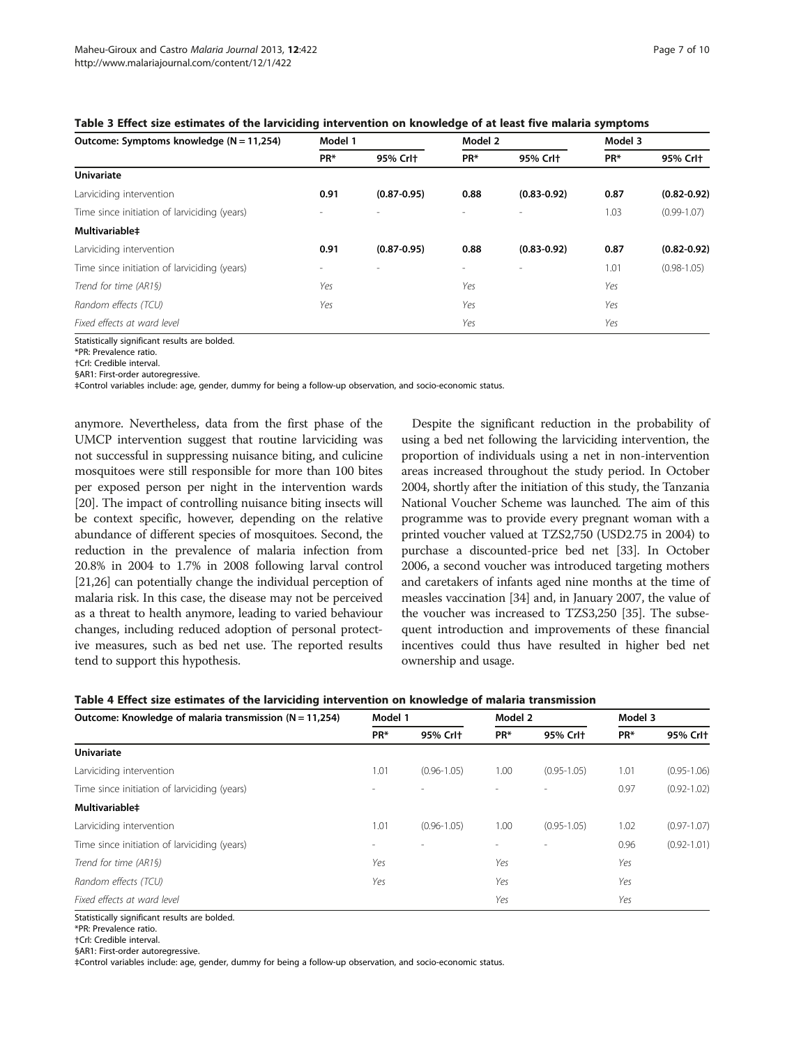**Table 3 Effect size estimates of the larviciding intervention on knowledge of at least five malaria symptoms**

| Outcome: Symptoms knowledge (N = 11,254) | Model 1 | | Model 2 | | Model 3 | |
|---|---|---|---|---|---|---|
| | PR* | 95% CrI† | PR* | 95% CrI† | PR* | 95% CrI† |
| **Univariate** | | | | | | |
| Larviciding intervention | **0.91** | **(0.87-0.95)** | **0.88** | **(0.83-0.92)** | **0.87** | **(0.82-0.92)** |
| Time since initiation of larviciding (years) | - | - | - | - | 1.03 | (0.99-1.07) |
| **Multivariable‡** | | | | | | |
| Larviciding intervention | **0.91** | **(0.87-0.95)** | **0.88** | **(0.83-0.92)** | **0.87** | **(0.82-0.92)** |
| Time since initiation of larviciding (years) | - | - | - | - | 1.01 | (0.98-1.05) |
| *Trend for time (AR1§)* | *Yes* | | *Yes* | | *Yes* | |
| *Random effects (TCU)* | *Yes* | | *Yes* | | *Yes* | |
| *Fixed effects at ward level* | | | *Yes* | | *Yes* | |

Statistically significant results are bolded.
*PR: Prevalence ratio.
†CrI: Credible interval.
§AR1: First-order autoregressive.
‡Control variables include: age, gender, dummy for being a follow-up observation, and socio-economic status.

anymore. Nevertheless, data from the first phase of the UMCP intervention suggest that routine larviciding was not successful in suppressing nuisance biting, and culicine mosquitoes were still responsible for more than 100 bites per exposed person per night in the intervention wards [20]. The impact of controlling nuisance biting insects will be context specific, however, depending on the relative abundance of different species of mosquitoes. Second, the reduction in the prevalence of malaria infection from 20.8% in 2004 to 1.7% in 2008 following larval control [21,26] can potentially change the individual perception of malaria risk. In this case, the disease may not be perceived as a threat to health anymore, leading to varied behaviour changes, including reduced adoption of personal protective measures, such as bed net use. The reported results tend to support this hypothesis.

Despite the significant reduction in the probability of using a bed net following the larviciding intervention, the proportion of individuals using a net in non-intervention areas increased throughout the study period. In October 2004, shortly after the initiation of this study, the Tanzania National Voucher Scheme was launched. The aim of this programme was to provide every pregnant woman with a printed voucher valued at TZS2,750 (USD2.75 in 2004) to purchase a discounted-price bed net [33]. In October 2006, a second voucher was introduced targeting mothers and caretakers of infants aged nine months at the time of measles vaccination [34] and, in January 2007, the value of the voucher was increased to TZS3,250 [35]. The subsequent introduction and improvements of these financial incentives could thus have resulted in higher bed net ownership and usage.

**Table 4 Effect size estimates of the larviciding intervention on knowledge of malaria transmission**

| Outcome: Knowledge of malaria transmission (N = 11,254) | Model 1 | | Model 2 | | Model 3 | |
|---|---|---|---|---|---|---|
| | PR* | 95% CrI† | PR* | 95% CrI† | PR* | 95% CrI† |
| **Univariate** | | | | | | |
| Larviciding intervention | 1.01 | (0.96-1.05) | 1.00 | (0.95-1.05) | 1.01 | (0.95-1.06) |
| Time since initiation of larviciding (years) | - | - | - | - | 0.97 | (0.92-1.02) |
| **Multivariable‡** | | | | | | |
| Larviciding intervention | 1.01 | (0.96-1.05) | 1.00 | (0.95-1.05) | 1.02 | (0.97-1.07) |
| Time since initiation of larviciding (years) | - | - | - | - | 0.96 | (0.92-1.01) |
| *Trend for time (AR1§)* | *Yes* | | *Yes* | | *Yes* | |
| *Random effects (TCU)* | *Yes* | | *Yes* | | *Yes* | |
| *Fixed effects at ward level* | | | *Yes* | | *Yes* | |

Statistically significant results are bolded.
*PR: Prevalence ratio.
†CrI: Credible interval.
§AR1: First-order autoregressive.
‡Control variables include: age, gender, dummy for being a follow-up observation, and socio-economic status.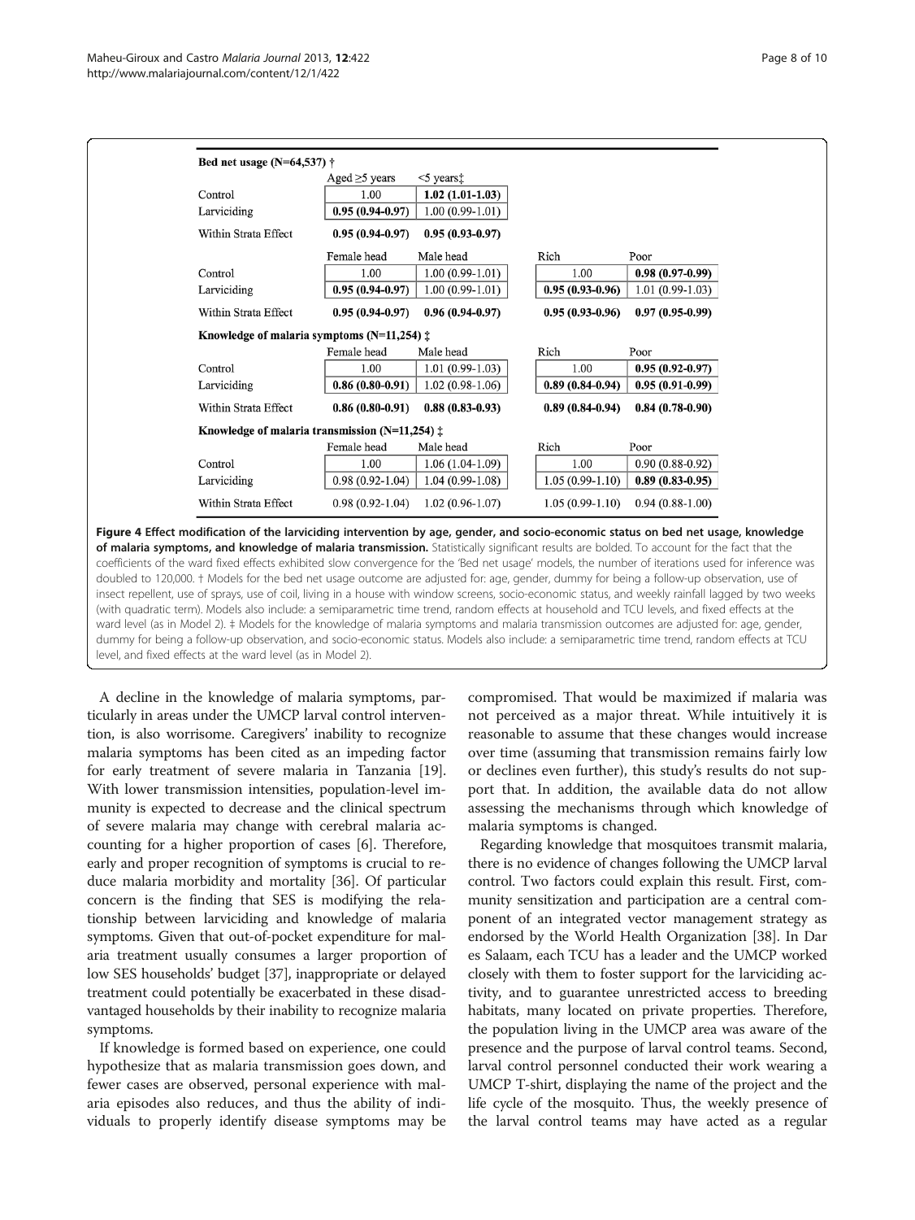**Bed net usage (N=64,537) †**

| | Aged ≥5 years | <5 years‡ |
|---|---|---|
| Control | 1.00 | **1.02 (1.01-1.03)** |
| Larviciding | **0.95 (0.94-0.97)** | 1.00 (0.99-1.01) |
| Within Strata Effect | **0.95 (0.94-0.97)** | **0.95 (0.93-0.97)** |

| | Female head | Male head | Rich | Poor |
|---|---|---|---|---|
| Control | 1.00 | 1.00 (0.99-1.01) | 1.00 | **0.98 (0.97-0.99)** |
| Larviciding | **0.95 (0.94-0.97)** | 1.00 (0.99-1.01) | **0.95 (0.93-0.96)** | 1.01 (0.99-1.03) |
| Within Strata Effect | **0.95 (0.94-0.97)** | **0.96 (0.94-0.97)** | **0.95 (0.93-0.96)** | **0.97 (0.95-0.99)** |

**Knowledge of malaria symptoms (N=11,254) ‡**

| | Female head | Male head | Rich | Poor |
|---|---|---|---|---|
| Control | 1.00 | 1.01 (0.99-1.03) | 1.00 | **0.95 (0.92-0.97)** |
| Larviciding | **0.86 (0.80-0.91)** | 1.02 (0.98-1.06) | **0.89 (0.84-0.94)** | **0.95 (0.91-0.99)** |
| Within Strata Effect | **0.86 (0.80-0.91)** | **0.88 (0.83-0.93)** | **0.89 (0.84-0.94)** | **0.84 (0.78-0.90)** |

**Knowledge of malaria transmission (N=11,254) ‡**

| | Female head | Male head | Rich | Poor |
|---|---|---|---|---|
| Control | 1.00 | 1.06 (1.04-1.09) | 1.00 | 0.90 (0.88-0.92) |
| Larviciding | 0.98 (0.92-1.04) | 1.04 (0.99-1.08) | 1.05 (0.99-1.10) | **0.89 (0.83-0.95)** |
| Within Strata Effect | 0.98 (0.92-1.04) | 1.02 (0.96-1.07) | 1.05 (0.99-1.10) | 0.94 (0.88-1.00) |

**Figure 4 Effect modification of the larviciding intervention by age, gender, and socio-economic status on bed net usage, knowledge of malaria symptoms, and knowledge of malaria transmission.** Statistically significant results are bolded. To account for the fact that the coefficients of the ward fixed effects exhibited slow convergence for the 'Bed net usage' models, the number of iterations used for inference was doubled to 120,000. † Models for the bed net usage outcome are adjusted for: age, gender, dummy for being a follow-up observation, use of insect repellent, use of sprays, use of coil, living in a house with window screens, socio-economic status, and weekly rainfall lagged by two weeks (with quadratic term). Models also include: a semiparametric time trend, random effects at household and TCU levels, and fixed effects at the ward level (as in Model 2). ‡ Models for the knowledge of malaria symptoms and malaria transmission outcomes are adjusted for: age, gender, dummy for being a follow-up observation, and socio-economic status. Models also include: a semiparametric time trend, random effects at TCU level, and fixed effects at the ward level (as in Model 2).

A decline in the knowledge of malaria symptoms, particularly in areas under the UMCP larval control intervention, is also worrisome. Caregivers' inability to recognize malaria symptoms has been cited as an impeding factor for early treatment of severe malaria in Tanzania [19]. With lower transmission intensities, population-level immunity is expected to decrease and the clinical spectrum of severe malaria may change with cerebral malaria accounting for a higher proportion of cases [6]. Therefore, early and proper recognition of symptoms is crucial to reduce malaria morbidity and mortality [36]. Of particular concern is the finding that SES is modifying the relationship between larviciding and knowledge of malaria symptoms. Given that out-of-pocket expenditure for malaria treatment usually consumes a larger proportion of low SES households' budget [37], inappropriate or delayed treatment could potentially be exacerbated in these disadvantaged households by their inability to recognize malaria symptoms.

If knowledge is formed based on experience, one could hypothesize that as malaria transmission goes down, and fewer cases are observed, personal experience with malaria episodes also reduces, and thus the ability of individuals to properly identify disease symptoms may be compromised. That would be maximized if malaria was not perceived as a major threat. While intuitively it is reasonable to assume that these changes would increase over time (assuming that transmission remains fairly low or declines even further), this study's results do not support that. In addition, the available data do not allow assessing the mechanisms through which knowledge of malaria symptoms is changed.

Regarding knowledge that mosquitoes transmit malaria, there is no evidence of changes following the UMCP larval control. Two factors could explain this result. First, community sensitization and participation are a central component of an integrated vector management strategy as endorsed by the World Health Organization [38]. In Dar es Salaam, each TCU has a leader and the UMCP worked closely with them to foster support for the larviciding activity, and to guarantee unrestricted access to breeding habitats, many located on private properties. Therefore, the population living in the UMCP area was aware of the presence and the purpose of larval control teams. Second, larval control personnel conducted their work wearing a UMCP T-shirt, displaying the name of the project and the life cycle of the mosquito. Thus, the weekly presence of the larval control teams may have acted as a regular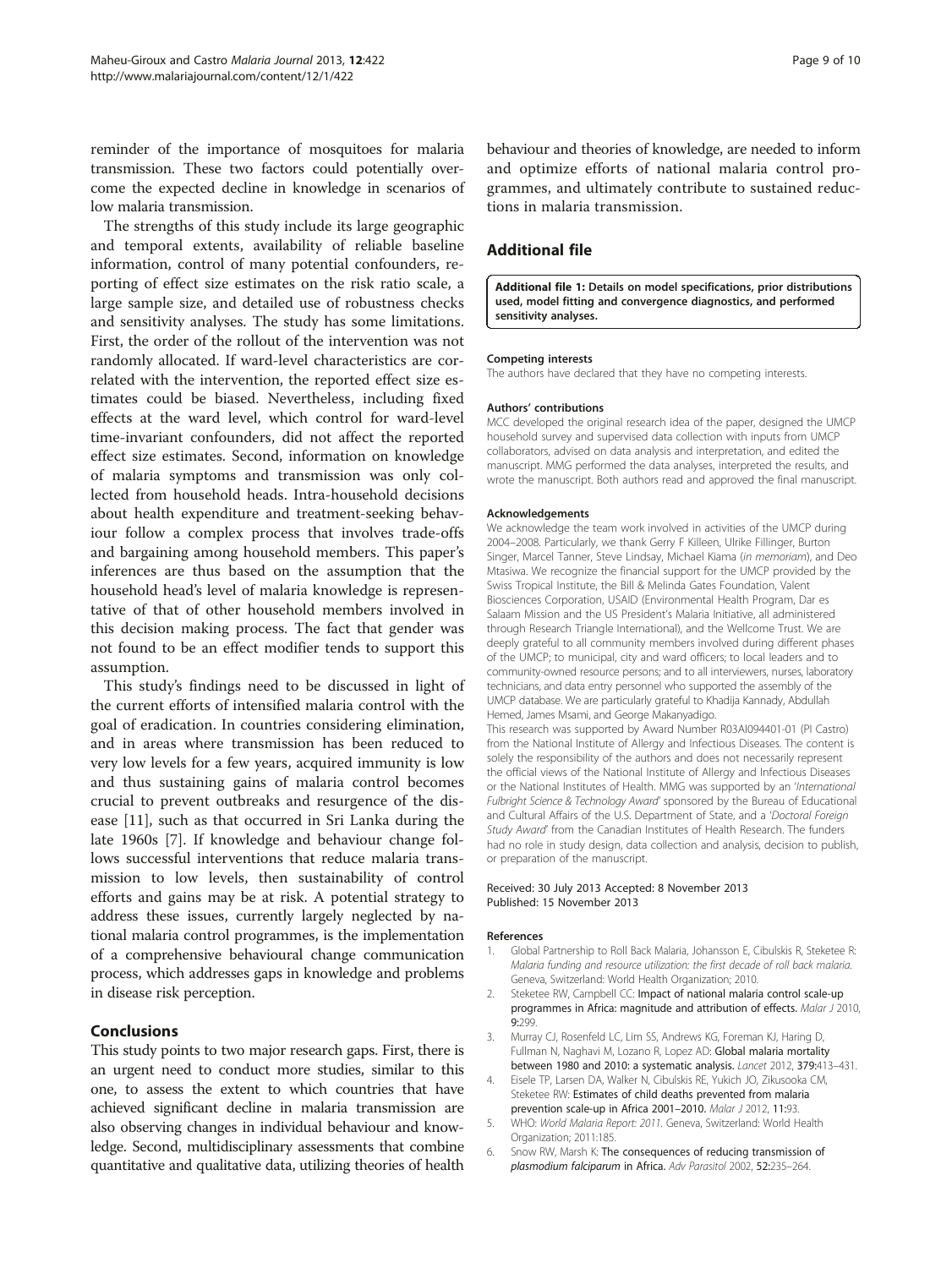reminder of the importance of mosquitoes for malaria transmission. These two factors could potentially overcome the expected decline in knowledge in scenarios of low malaria transmission.

The strengths of this study include its large geographic and temporal extents, availability of reliable baseline information, control of many potential confounders, reporting of effect size estimates on the risk ratio scale, a large sample size, and detailed use of robustness checks and sensitivity analyses. The study has some limitations. First, the order of the rollout of the intervention was not randomly allocated. If ward-level characteristics are correlated with the intervention, the reported effect size estimates could be biased. Nevertheless, including fixed effects at the ward level, which control for ward-level time-invariant confounders, did not affect the reported effect size estimates. Second, information on knowledge of malaria symptoms and transmission was only collected from household heads. Intra-household decisions about health expenditure and treatment-seeking behaviour follow a complex process that involves trade-offs and bargaining among household members. This paper's inferences are thus based on the assumption that the household head's level of malaria knowledge is representative of that of other household members involved in this decision making process. The fact that gender was not found to be an effect modifier tends to support this assumption.

This study's findings need to be discussed in light of the current efforts of intensified malaria control with the goal of eradication. In countries considering elimination, and in areas where transmission has been reduced to very low levels for a few years, acquired immunity is low and thus sustaining gains of malaria control becomes crucial to prevent outbreaks and resurgence of the disease [11], such as that occurred in Sri Lanka during the late 1960s [7]. If knowledge and behaviour change follows successful interventions that reduce malaria transmission to low levels, then sustainability of control efforts and gains may be at risk. A potential strategy to address these issues, currently largely neglected by national malaria control programmes, is the implementation of a comprehensive behavioural change communication process, which addresses gaps in knowledge and problems in disease risk perception.

## Conclusions

This study points to two major research gaps. First, there is an urgent need to conduct more studies, similar to this one, to assess the extent to which countries that have achieved significant decline in malaria transmission are also observing changes in individual behaviour and knowledge. Second, multidisciplinary assessments that combine quantitative and qualitative data, utilizing theories of health behaviour and theories of knowledge, are needed to inform and optimize efforts of national malaria control programmes, and ultimately contribute to sustained reductions in malaria transmission.

## Additional file

**Additional file 1: Details on model specifications, prior distributions used, model fitting and convergence diagnostics, and performed sensitivity analyses.**

#### Competing interests

The authors have declared that they have no competing interests.

#### Authors' contributions

MCC developed the original research idea of the paper, designed the UMCP household survey and supervised data collection with inputs from UMCP collaborators, advised on data analysis and interpretation, and edited the manuscript. MMG performed the data analyses, interpreted the results, and wrote the manuscript. Both authors read and approved the final manuscript.

#### Acknowledgements

We acknowledge the team work involved in activities of the UMCP during 2004–2008. Particularly, we thank Gerry F Killeen, Ulrike Fillinger, Burton Singer, Marcel Tanner, Steve Lindsay, Michael Kiama (*in memoriam*), and Deo Mtasiwa. We recognize the financial support for the UMCP provided by the Swiss Tropical Institute, the Bill & Melinda Gates Foundation, Valent Biosciences Corporation, USAID (Environmental Health Program, Dar es Salaam Mission and the US President's Malaria Initiative, all administered through Research Triangle International), and the Wellcome Trust. We are deeply grateful to all community members involved during different phases of the UMCP; to municipal, city and ward officers; to local leaders and to community-owned resource persons; and to all interviewers, nurses, laboratory technicians, and data entry personnel who supported the assembly of the UMCP database. We are particularly grateful to Khadija Kannady, Abdullah Hemed, James Msami, and George Makanyadigo.

This research was supported by Award Number R03AI094401-01 (PI Castro) from the National Institute of Allergy and Infectious Diseases. The content is solely the responsibility of the authors and does not necessarily represent the official views of the National Institute of Allergy and Infectious Diseases or the National Institutes of Health. MMG was supported by an *'International Fulbright Science & Technology Award'* sponsored by the Bureau of Educational and Cultural Affairs of the U.S. Department of State, and a *'Doctoral Foreign Study Award'* from the Canadian Institutes of Health Research. The funders had no role in study design, data collection and analysis, decision to publish, or preparation of the manuscript.

Received: 30 July 2013 Accepted: 8 November 2013
Published: 15 November 2013

#### References

1. Global Partnership to Roll Back Malaria, Johansson E, Cibulskis R, Steketee R: *Malaria funding and resource utilization: the first decade of roll back malaria.* Geneva, Switzerland: World Health Organization; 2010.
2. Steketee RW, Campbell CC: **Impact of national malaria control scale-up programmes in Africa: magnitude and attribution of effects.** *Malar J* 2010, **9:**299.
3. Murray CJ, Rosenfeld LC, Lim SS, Andrews KG, Foreman KJ, Haring D, Fullman N, Naghavi M, Lozano R, Lopez AD: **Global malaria mortality between 1980 and 2010: a systematic analysis.** *Lancet* 2012, **379:**413–431.
4. Eisele TP, Larsen DA, Walker N, Cibulskis RE, Yukich JO, Zikusooka CM, Steketee RW: **Estimates of child deaths prevented from malaria prevention scale-up in Africa 2001–2010.** *Malar J* 2012, **11:**93.
5. WHO: *World Malaria Report: 2011.* Geneva, Switzerland: World Health Organization; 2011:185.
6. Snow RW, Marsh K: **The consequences of reducing transmission of *plasmodium falciparum* in Africa.** *Adv Parasitol* 2002, **52:**235–264.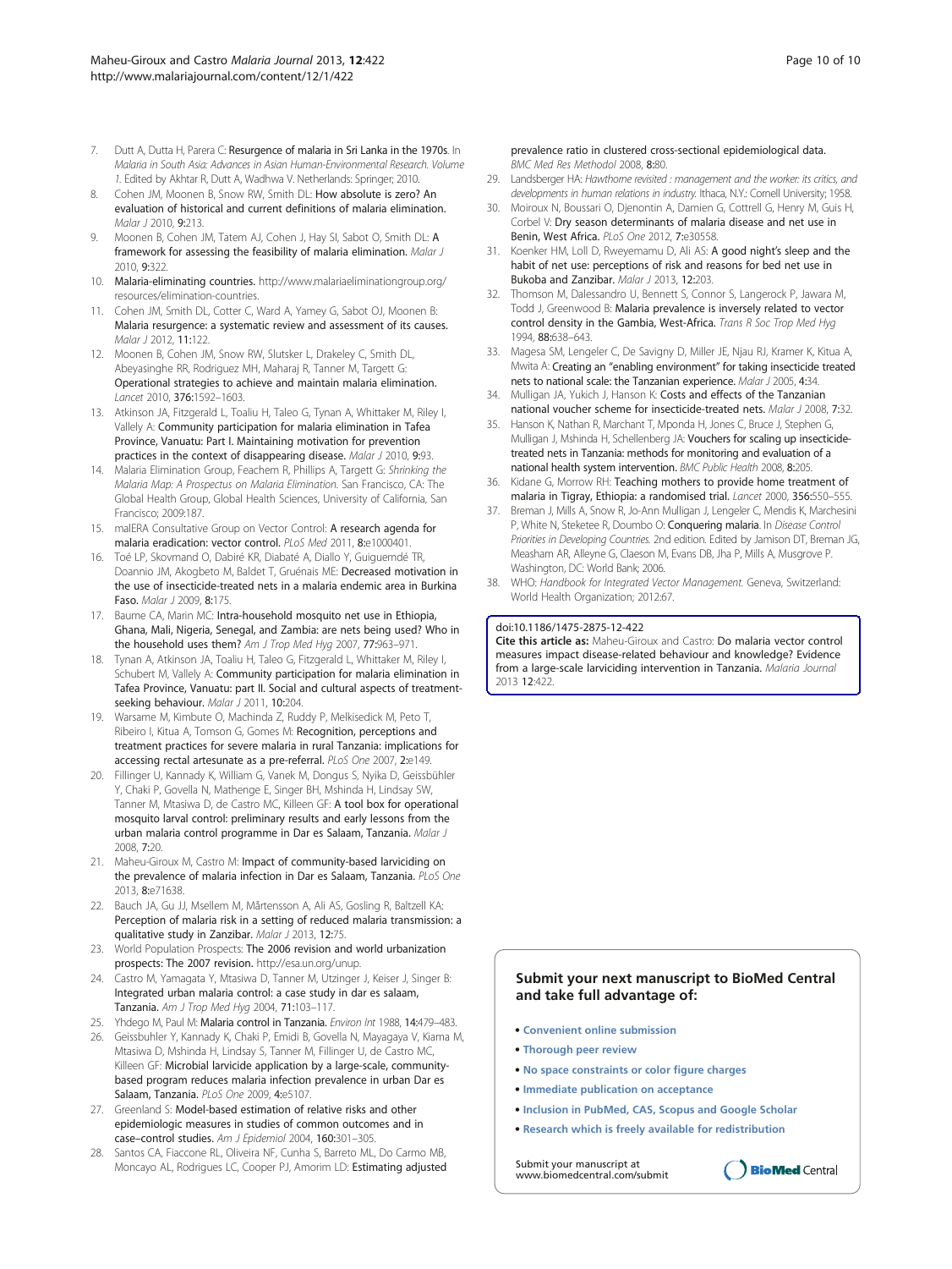7. Dutt A, Dutta H, Parera C: **Resurgence of malaria in Sri Lanka in the 1970s**. In *Malaria in South Asia: Advances in Asian Human-Environmental Research. Volume 1*. Edited by Akhtar R, Dutt A, Wadhwa V. Netherlands: Springer; 2010.
8. Cohen JM, Moonen B, Snow RW, Smith DL: **How absolute is zero? An evaluation of historical and current definitions of malaria elimination.** *Malar J* 2010, **9:**213.
9. Moonen B, Cohen JM, Tatem AJ, Cohen J, Hay SI, Sabot O, Smith DL: **A framework for assessing the feasibility of malaria elimination.** *Malar J* 2010, **9:**322.
10. **Malaria-eliminating countries.** http://www.malariaeliminationgroup.org/resources/elimination-countries.
11. Cohen JM, Smith DL, Cotter C, Ward A, Yamey G, Sabot OJ, Moonen B: **Malaria resurgence: a systematic review and assessment of its causes.** *Malar J* 2012, **11:**122.
12. Moonen B, Cohen JM, Snow RW, Slutsker L, Drakeley C, Smith DL, Abeyasinghe RR, Rodriguez MH, Maharaj R, Tanner M, Targett G: **Operational strategies to achieve and maintain malaria elimination.** *Lancet* 2010, **376:**1592–1603.
13. Atkinson JA, Fitzgerald L, Toaliu H, Taleo G, Tynan A, Whittaker M, Riley I, Vallely A: **Community participation for malaria elimination in Tafea Province, Vanuatu: Part I. Maintaining motivation for prevention practices in the context of disappearing disease.** *Malar J* 2010, **9:**93.
14. Malaria Elimination Group, Feachem R, Phillips A, Targett G: *Shrinking the Malaria Map: A Prospectus on Malaria Elimination.* San Francisco, CA: The Global Health Group, Global Health Sciences, University of California, San Francisco; 2009:187.
15. malERA Consultative Group on Vector Control: **A research agenda for malaria eradication: vector control.** *PLoS Med* 2011, **8:**e1000401.
16. Toé LP, Skovmand O, Dabiré KR, Diabaté A, Diallo Y, Guiguemdé TR, Doannio JM, Akogbeto M, Baldet T, Gruénais ME: **Decreased motivation in the use of insecticide-treated nets in a malaria endemic area in Burkina Faso.** *Malar J* 2009, **8:**175.
17. Baume CA, Marin MC: **Intra-household mosquito net use in Ethiopia, Ghana, Mali, Nigeria, Senegal, and Zambia: are nets being used? Who in the household uses them?** *Am J Trop Med Hyg* 2007, **77:**963–971.
18. Tynan A, Atkinson JA, Toaliu H, Taleo G, Fitzgerald L, Whittaker M, Riley I, Schubert M, Vallely A: **Community participation for malaria elimination in Tafea Province, Vanuatu: part II. Social and cultural aspects of treatment-seeking behaviour.** *Malar J* 2011, **10:**204.
19. Warsame M, Kimbute O, Machinda Z, Ruddy P, Melkisedick M, Peto T, Ribeiro I, Kitua A, Tomson G, Gomes M: **Recognition, perceptions and treatment practices for severe malaria in rural Tanzania: implications for accessing rectal artesunate as a pre-referral.** *PLoS One* 2007, **2:**e149.
20. Fillinger U, Kannady K, William G, Vanek M, Dongus S, Nyika D, Geissbühler Y, Chaki P, Govella N, Mathenge E, Singer BH, Mshinda H, Lindsay SW, Tanner M, Mtasiwa D, de Castro MC, Killeen GF: **A tool box for operational mosquito larval control: preliminary results and early lessons from the urban malaria control programme in Dar es Salaam, Tanzania.** *Malar J* 2008, **7:**20.
21. Maheu-Giroux M, Castro M: **Impact of community-based larviciding on the prevalence of malaria infection in Dar es Salaam, Tanzania.** *PLoS One* 2013, **8:**e71638.
22. Bauch JA, Gu JJ, Msellem M, Mårtensson A, Ali AS, Gosling R, Baltzell KA: **Perception of malaria risk in a setting of reduced malaria transmission: a qualitative study in Zanzibar.** *Malar J* 2013, **12:**75.
23. World Population Prospects: **The 2006 revision and world urbanization prospects: The 2007 revision.** http://esa.un.org/unup.
24. Castro M, Yamagata Y, Mtasiwa D, Tanner M, Utzinger J, Keiser J, Singer B: **Integrated urban malaria control: a case study in dar es salaam, Tanzania.** *Am J Trop Med Hyg* 2004, **71:**103–117.
25. Yhdego M, Paul M: **Malaria control in Tanzania.** *Environ Int* 1988, **14:**479–483.
26. Geissbuhler Y, Kannady K, Chaki P, Emidi B, Govella N, Mayagaya V, Kiama M, Mtasiwa D, Mshinda H, Lindsay S, Tanner M, Fillinger U, de Castro MC, Killeen GF: **Microbial larvicide application by a large-scale, community-based program reduces malaria infection prevalence in urban Dar es Salaam, Tanzania.** *PLoS One* 2009, **4:**e5107.
27. Greenland S: **Model-based estimation of relative risks and other epidemiologic measures in studies of common outcomes and in case–control studies.** *Am J Epidemiol* 2004, **160:**301–305.
28. Santos CA, Fiaccone RL, Oliveira NF, Cunha S, Barreto ML, Do Carmo MB, Moncayo AL, Rodrigues LC, Cooper PJ, Amorim LD: **Estimating adjusted prevalence ratio in clustered cross-sectional epidemiological data.** *BMC Med Res Methodol* 2008, **8:**80.
29. Landsberger HA: *Hawthorne revisited : management and the worker: its critics, and developments in human relations in industry.* Ithaca, N.Y.: Cornell University; 1958.
30. Moiroux N, Boussari O, Djenontin A, Damien G, Cottrell G, Henry M, Guis H, Corbel V: **Dry season determinants of malaria disease and net use in Benin, West Africa.** *PLoS One* 2012, **7:**e30558.
31. Koenker HM, Loll D, Rweyemamu D, Ali AS: **A good night's sleep and the habit of net use: perceptions of risk and reasons for bed net use in Bukoba and Zanzibar.** *Malar J* 2013, **12:**203.
32. Thomson M, Dalessandro U, Bennett S, Connor S, Langerock P, Jawara M, Todd J, Greenwood B: **Malaria prevalence is inversely related to vector control density in the Gambia, West-Africa.** *Trans R Soc Trop Med Hyg* 1994, **88:**638–643.
33. Magesa SM, Lengeler C, De Savigny D, Miller JE, Njau RJ, Kramer K, Kitua A, Mwita A: **Creating an "enabling environment" for taking insecticide treated nets to national scale: the Tanzanian experience.** *Malar J* 2005, **4:**34.
34. Mulligan JA, Yukich J, Hanson K: **Costs and effects of the Tanzanian national voucher scheme for insecticide-treated nets.** *Malar J* 2008, **7:**32.
35. Hanson K, Nathan R, Marchant T, Mponda H, Jones C, Bruce J, Stephen G, Mulligan J, Mshinda H, Schellenberg JA: **Vouchers for scaling up insecticide-treated nets in Tanzania: methods for monitoring and evaluation of a national health system intervention.** *BMC Public Health* 2008, **8:**205.
36. Kidane G, Morrow RH: **Teaching mothers to provide home treatment of malaria in Tigray, Ethiopia: a randomised trial.** *Lancet* 2000, **356:**550–555.
37. Breman J, Mills A, Snow R, Jo-Ann Mulligan J, Lengeler C, Mendis K, Marchesini P, White N, Steketee R, Doumbo O: **Conquering malaria**. In *Disease Control Priorities in Developing Countries.* 2nd edition. Edited by Jamison DT, Breman JG, Measham AR, Alleyne G, Claeson M, Evans DB, Jha P, Mills A, Musgrove P. Washington, DC: World Bank; 2006.
38. WHO: *Handbook for Integrated Vector Management.* Geneva, Switzerland: World Health Organization; 2012:67.

doi:10.1186/1475-2875-12-422

**Cite this article as:** Maheu-Giroux and Castro: Do malaria vector control measures impact disease-related behaviour and knowledge? Evidence from a large-scale larviciding intervention in Tanzania. *Malaria Journal* 2013 **12**:422.

**Submit your next manuscript to BioMed Central and take full advantage of:**

- Convenient online submission
- Thorough peer review
- No space constraints or color figure charges
- Immediate publication on acceptance
- Inclusion in PubMed, CAS, Scopus and Google Scholar
- Research which is freely available for redistribution

Submit your manuscript at www.biomedcentral.com/submit

BioMed Central